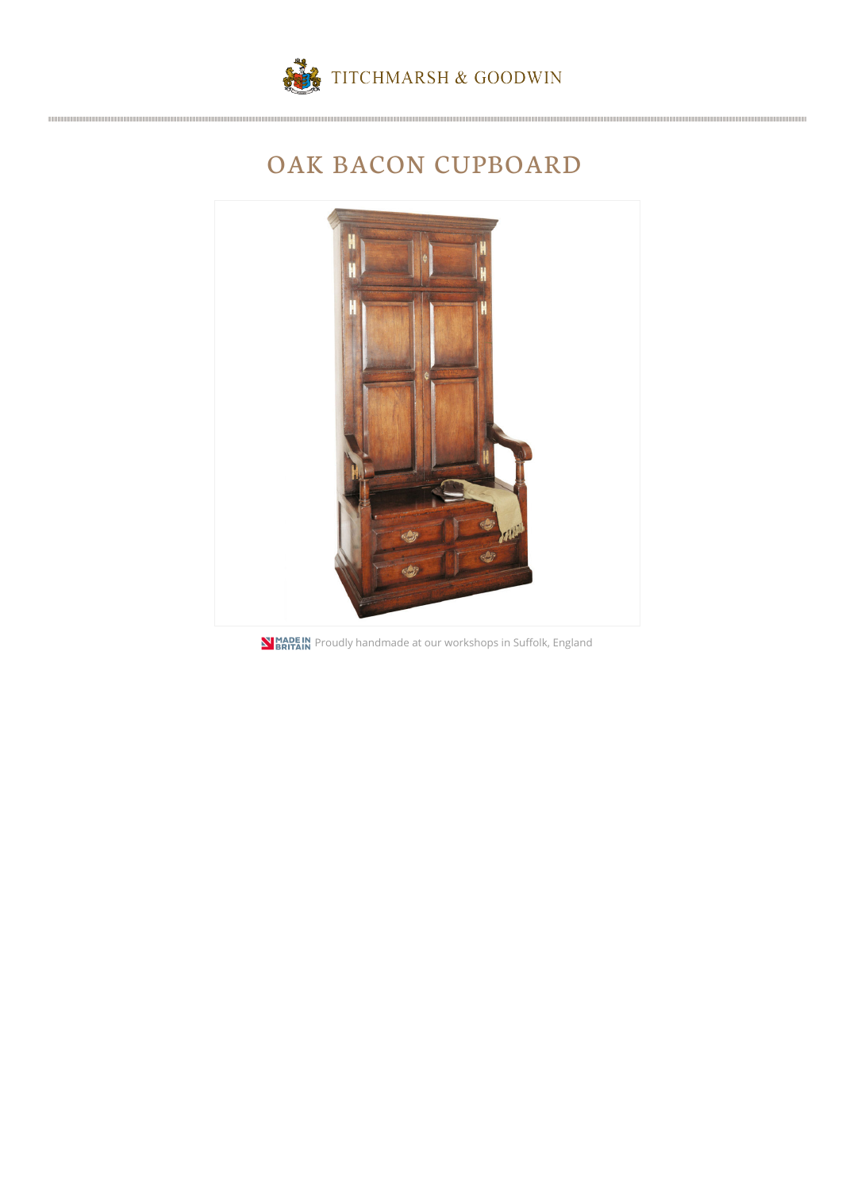TITCHMARSH & GOODWIN

# OAK BACON CUPBOARD

MADE IN BRITAIN Proudly handmade at our workshops in Suffolk, England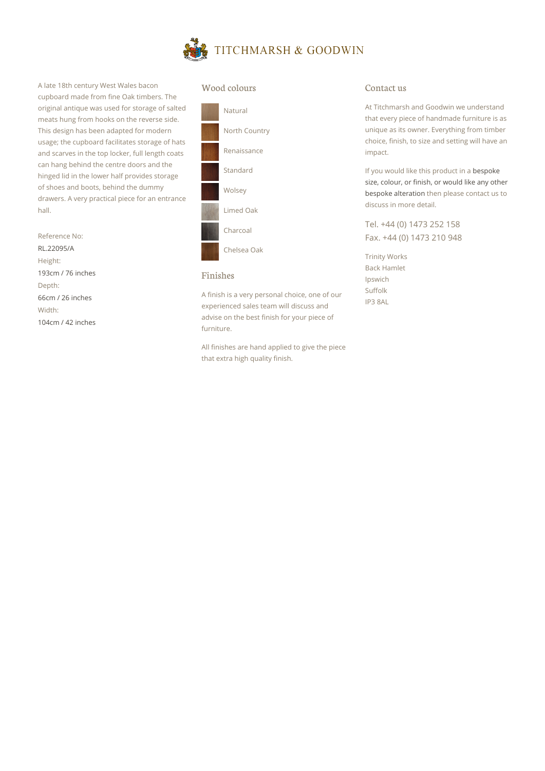# TITCHMARSH & GOODWIN

A late 18th century West Wales bacon cupboard made from fine Oak timbers. The original antique was used for storage of salted meats hung from hooks on the reverse side. This design has been adapted for modern usage; the cupboard facilitates storage of hats and scarves in the top locker, full length coats can hang behind the centre doors and the hinged lid in the lower half provides storage of shoes and boots, behind the dummy drawers. A very practical piece for an entrance hall.

Reference No:
RL.22095/A
Height:
193cm / 76 inches
Depth:
66cm / 26 inches
Width:
104cm / 42 inches

## Wood colours

- Natural
- North Country
- Renaissance
- Standard
- Wolsey
- Limed Oak
- Charcoal
- Chelsea Oak

## Finishes

A finish is a very personal choice, one of our experienced sales team will discuss and advise on the best finish for your piece of furniture.

All finishes are hand applied to give the piece that extra high quality finish.

## Contact us

At Titchmarsh and Goodwin we understand that every piece of handmade furniture is as unique as its owner. Everything from timber choice, finish, to size and setting will have an impact.

If you would like this product in a bespoke size, colour, or finish, or would like any other bespoke alteration then please contact us to discuss in more detail.

Tel. +44 (0) 1473 252 158
Fax. +44 (0) 1473 210 948

Trinity Works
Back Hamlet
Ipswich
Suffolk
IP3 8AL